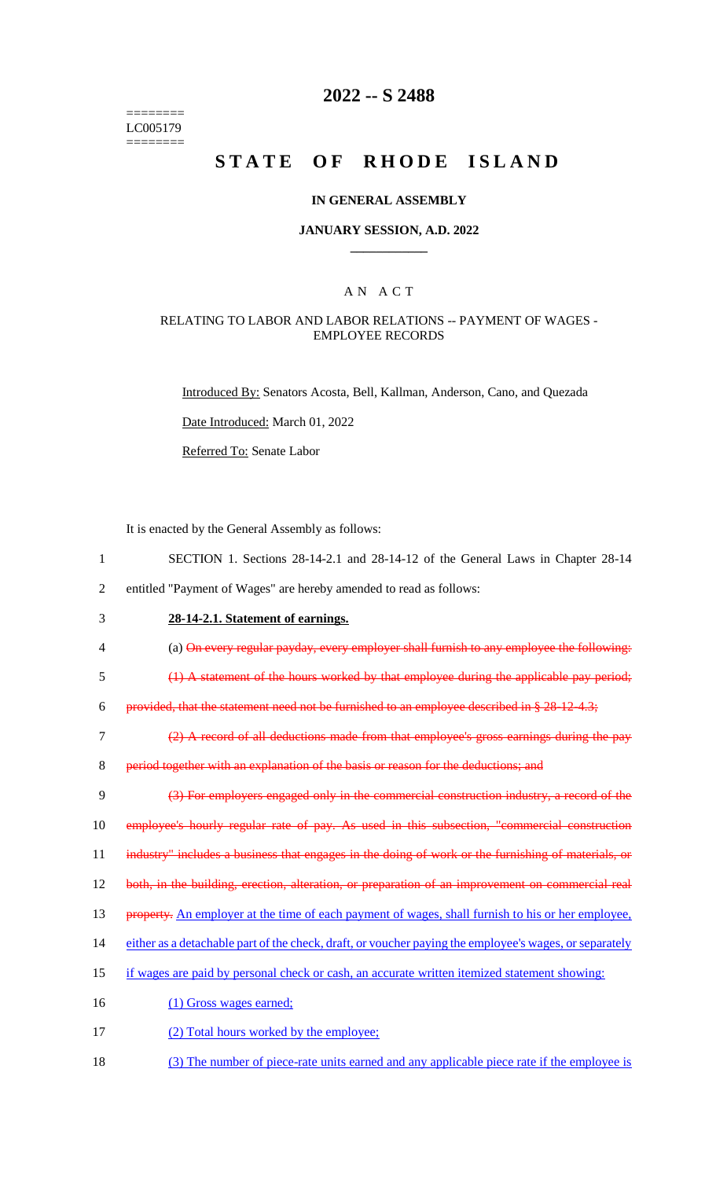========
LC005179
========

# 2022 -- S 2488

# STATE OF RHODE ISLAND

## IN GENERAL ASSEMBLY

### JANUARY SESSION, A.D. 2022

## A N A C T

### RELATING TO LABOR AND LABOR RELATIONS -- PAYMENT OF WAGES - EMPLOYEE RECORDS

Introduced By: Senators Acosta, Bell, Kallman, Anderson, Cano, and Quezada

Date Introduced: March 01, 2022

Referred To: Senate Labor

It is enacted by the General Assembly as follows:

1 SECTION 1. Sections 28-14-2.1 and 28-14-12 of the General Laws in Chapter 28-14
2 entitled "Payment of Wages" are hereby amended to read as follows:

3 **28-14-2.1. Statement of earnings.**

4 (a) ~~On every regular payday, every employer shall furnish to any employee the following:~~
5 ~~(1) A statement of the hours worked by that employee during the applicable pay period;~~
6 ~~provided, that the statement need not be furnished to an employee described in § 28-12-4.3;~~
7 ~~(2) A record of all deductions made from that employee's gross earnings during the pay~~
8 ~~period together with an explanation of the basis or reason for the deductions; and~~
9 ~~(3) For employers engaged only in the commercial construction industry, a record of the~~
10 ~~employee's hourly regular rate of pay. As used in this subsection, "commercial construction~~
11 ~~industry" includes a business that engages in the doing of work or the furnishing of materials, or~~
12 ~~both, in the building, erection, alteration, or preparation of an improvement on commercial real~~
13 ~~property.~~ <u>An employer at the time of each payment of wages, shall furnish to his or her employee,</u>
14 <u>either as a detachable part of the check, draft, or voucher paying the employee's wages, or separately</u>
15 <u>if wages are paid by personal check or cash, an accurate written itemized statement showing:</u>
16 <u>(1) Gross wages earned;</u>
17 <u>(2) Total hours worked by the employee;</u>
18 <u>(3) The number of piece-rate units earned and any applicable piece rate if the employee is</u>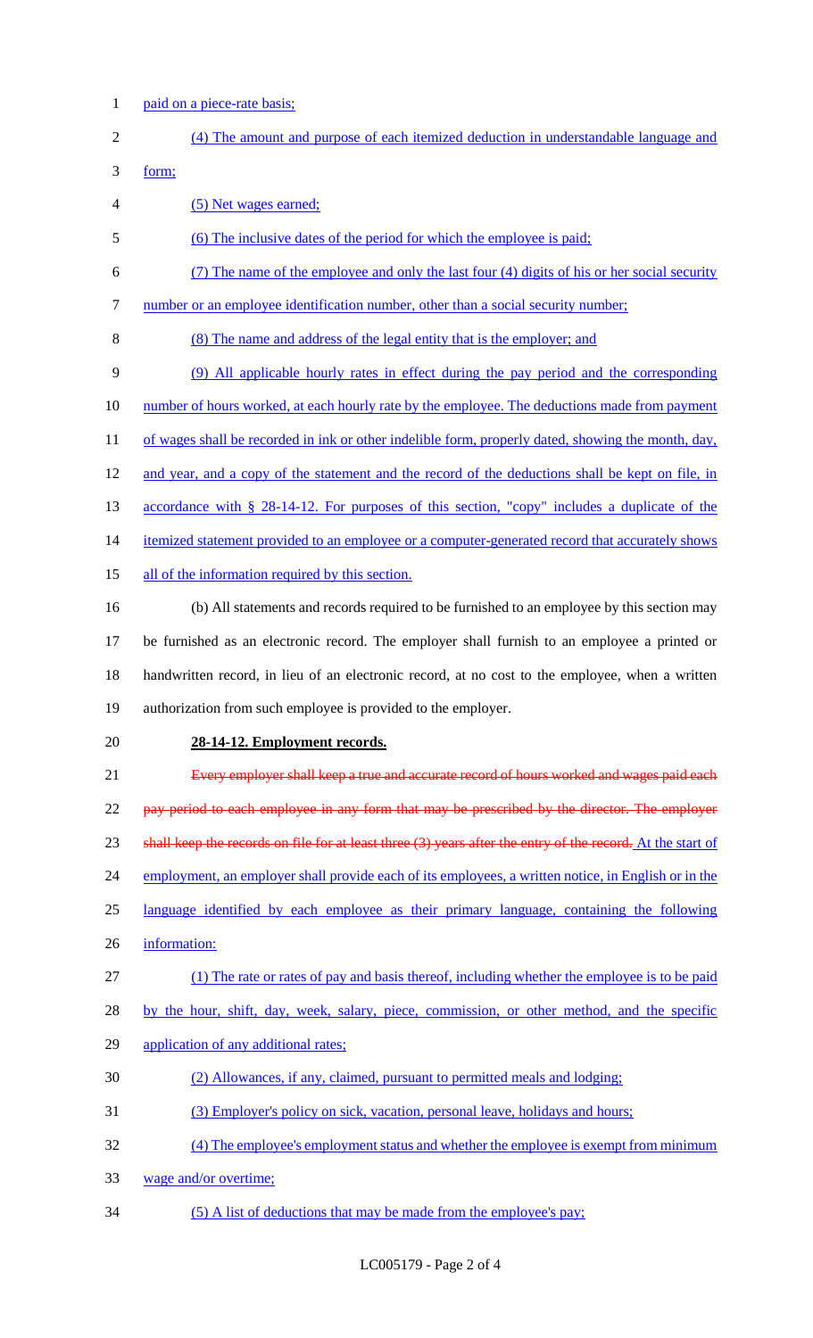paid on a piece-rate basis;

(4) The amount and purpose of each itemized deduction in understandable language and form;

(5) Net wages earned;

(6) The inclusive dates of the period for which the employee is paid;

(7) The name of the employee and only the last four (4) digits of his or her social security number or an employee identification number, other than a social security number;

(8) The name and address of the legal entity that is the employer; and

(9) All applicable hourly rates in effect during the pay period and the corresponding number of hours worked, at each hourly rate by the employee. The deductions made from payment of wages shall be recorded in ink or other indelible form, properly dated, showing the month, day, and year, and a copy of the statement and the record of the deductions shall be kept on file, in accordance with § 28-14-12. For purposes of this section, "copy" includes a duplicate of the itemized statement provided to an employee or a computer-generated record that accurately shows all of the information required by this section.

(b) All statements and records required to be furnished to an employee by this section may be furnished as an electronic record. The employer shall furnish to an employee a printed or handwritten record, in lieu of an electronic record, at no cost to the employee, when a written authorization from such employee is provided to the employer.

**28-14-12. Employment records.**

~~Every employer shall keep a true and accurate record of hours worked and wages paid each pay period to each employee in any form that may be prescribed by the director. The employer shall keep the records on file for at least three (3) years after the entry of the record.~~ At the start of employment, an employer shall provide each of its employees, a written notice, in English or in the language identified by each employee as their primary language, containing the following information:

(1) The rate or rates of pay and basis thereof, including whether the employee is to be paid by the hour, shift, day, week, salary, piece, commission, or other method, and the specific application of any additional rates;

(2) Allowances, if any, claimed, pursuant to permitted meals and lodging;

(3) Employer's policy on sick, vacation, personal leave, holidays and hours;

(4) The employee's employment status and whether the employee is exempt from minimum wage and/or overtime;

(5) A list of deductions that may be made from the employee's pay;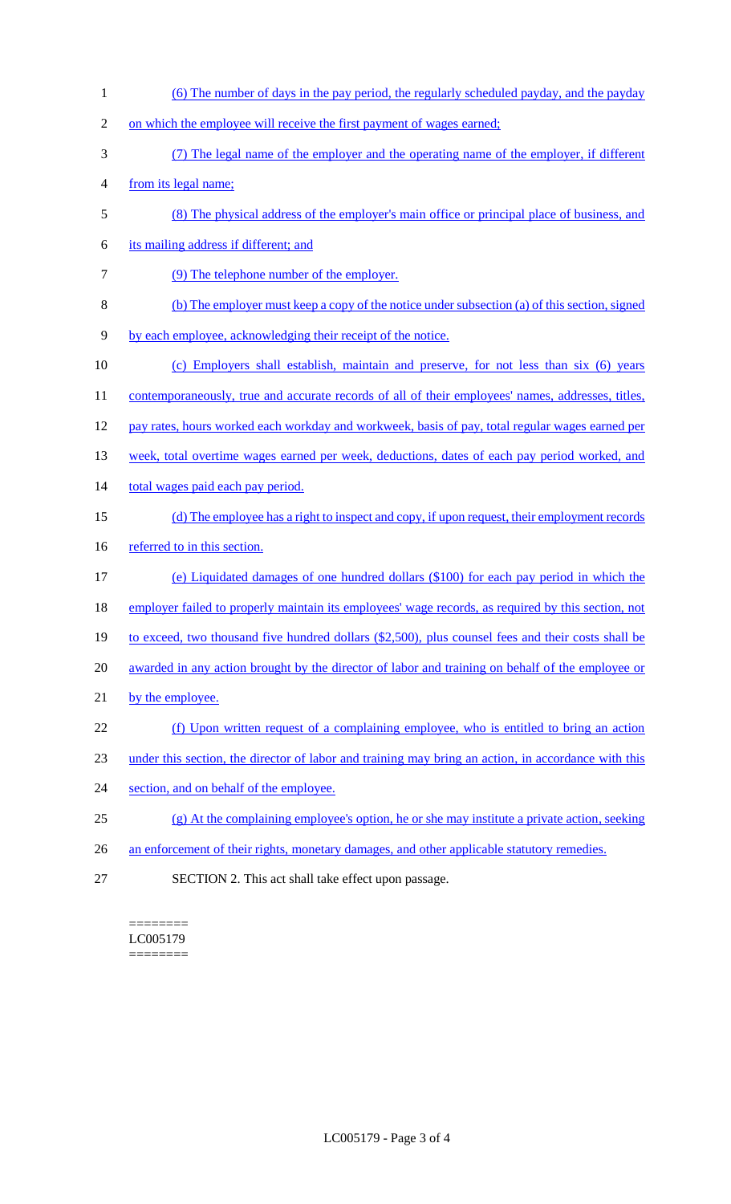(6) The number of days in the pay period, the regularly scheduled payday, and the payday on which the employee will receive the first payment of wages earned;

(7) The legal name of the employer and the operating name of the employer, if different from its legal name;

(8) The physical address of the employer's main office or principal place of business, and its mailing address if different; and

(9) The telephone number of the employer.

(b) The employer must keep a copy of the notice under subsection (a) of this section, signed by each employee, acknowledging their receipt of the notice.

(c) Employers shall establish, maintain and preserve, for not less than six (6) years contemporaneously, true and accurate records of all of their employees' names, addresses, titles, pay rates, hours worked each workday and workweek, basis of pay, total regular wages earned per week, total overtime wages earned per week, deductions, dates of each pay period worked, and total wages paid each pay period.

(d) The employee has a right to inspect and copy, if upon request, their employment records referred to in this section.

(e) Liquidated damages of one hundred dollars ($100) for each pay period in which the employer failed to properly maintain its employees' wage records, as required by this section, not to exceed, two thousand five hundred dollars ($2,500), plus counsel fees and their costs shall be awarded in any action brought by the director of labor and training on behalf of the employee or by the employee.

(f) Upon written request of a complaining employee, who is entitled to bring an action under this section, the director of labor and training may bring an action, in accordance with this section, and on behalf of the employee.

(g) At the complaining employee's option, he or she may institute a private action, seeking an enforcement of their rights, monetary damages, and other applicable statutory remedies.

SECTION 2. This act shall take effect upon passage.

========
LC005179
========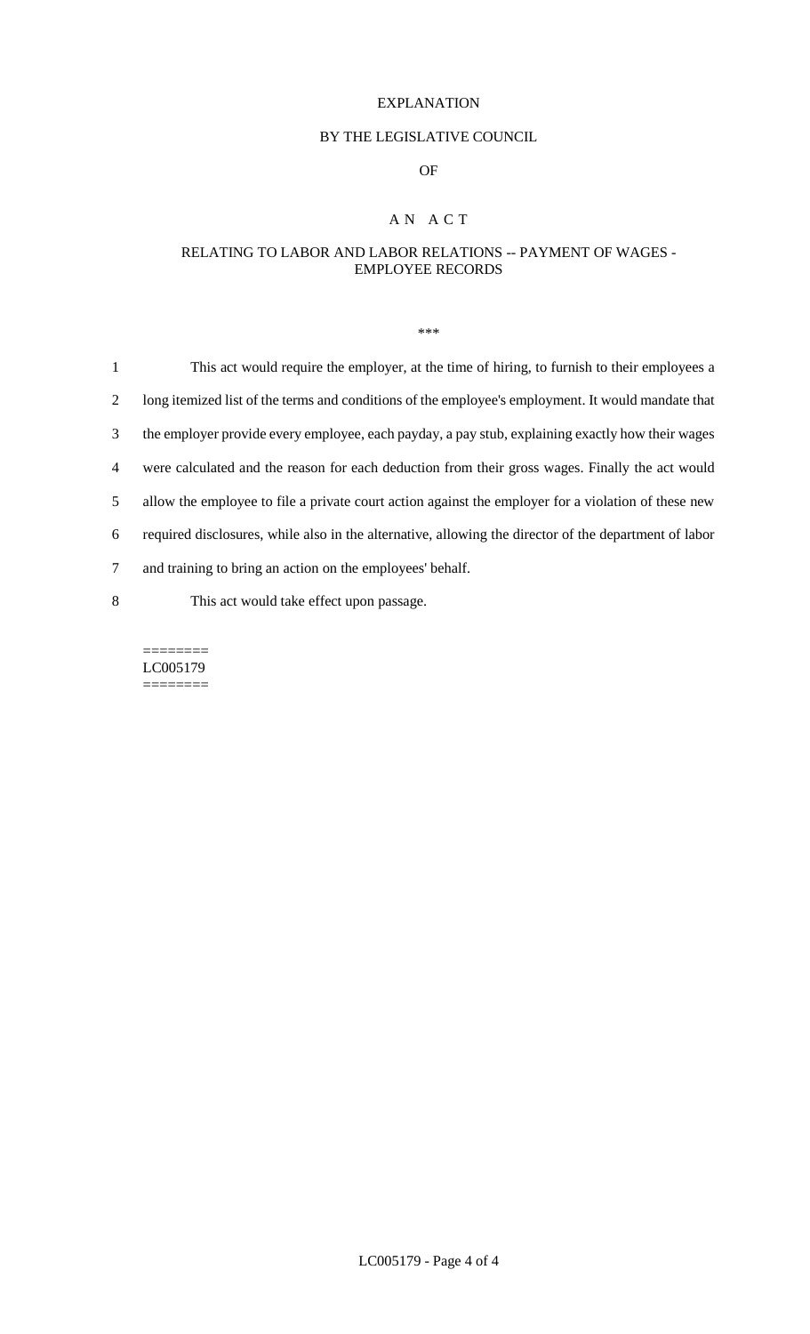EXPLANATION

BY THE LEGISLATIVE COUNCIL

OF

# A N A C T

RELATING TO LABOR AND LABOR RELATIONS -- PAYMENT OF WAGES - EMPLOYEE RECORDS

\*\*\*

1 This act would require the employer, at the time of hiring, to furnish to their employees a
2 long itemized list of the terms and conditions of the employee's employment. It would mandate that
3 the employer provide every employee, each payday, a pay stub, explaining exactly how their wages
4 were calculated and the reason for each deduction from their gross wages. Finally the act would
5 allow the employee to file a private court action against the employer for a violation of these new
6 required disclosures, while also in the alternative, allowing the director of the department of labor
7 and training to bring an action on the employees' behalf.
8 This act would take effect upon passage.

========
LC005179
========